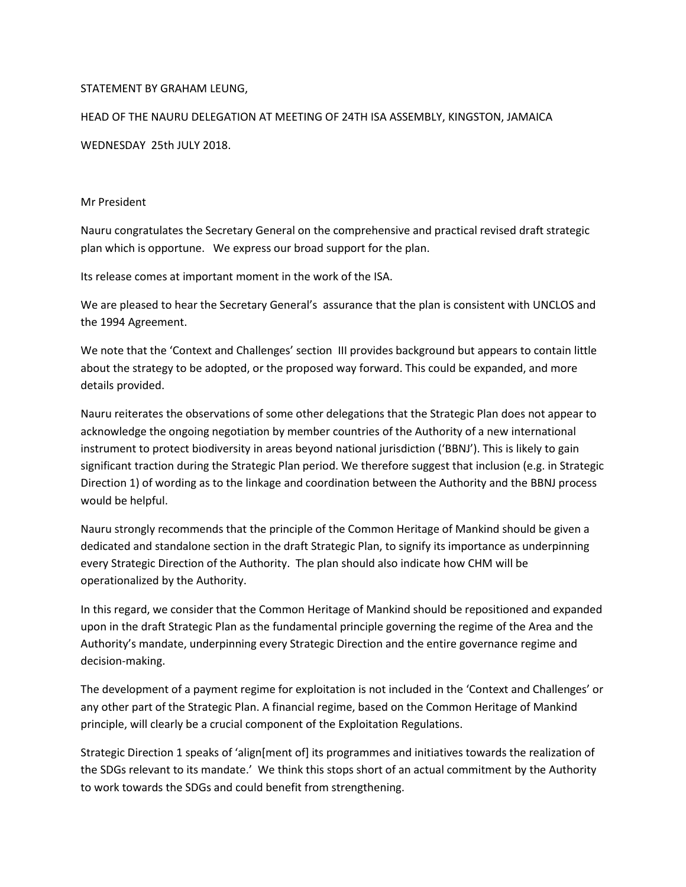STATEMENT BY GRAHAM LEUNG,

HEAD OF THE NAURU DELEGATION AT MEETING OF 24TH ISA ASSEMBLY, KINGSTON, JAMAICA

WEDNESDAY 25th JULY 2018.

Mr President

Nauru congratulates the Secretary General on the comprehensive and practical revised draft strategic plan which is opportune. We express our broad support for the plan.

Its release comes at important moment in the work of the ISA.

We are pleased to hear the Secretary General's assurance that the plan is consistent with UNCLOS and the 1994 Agreement.

We note that the 'Context and Challenges' section III provides background but appears to contain little about the strategy to be adopted, or the proposed way forward. This could be expanded, and more details provided.

Nauru reiterates the observations of some other delegations that the Strategic Plan does not appear to acknowledge the ongoing negotiation by member countries of the Authority of a new international instrument to protect biodiversity in areas beyond national jurisdiction ('BBNJ'). This is likely to gain significant traction during the Strategic Plan period. We therefore suggest that inclusion (e.g. in Strategic Direction 1) of wording as to the linkage and coordination between the Authority and the BBNJ process would be helpful.

Nauru strongly recommends that the principle of the Common Heritage of Mankind should be given a dedicated and standalone section in the draft Strategic Plan, to signify its importance as underpinning every Strategic Direction of the Authority. The plan should also indicate how CHM will be operationalized by the Authority.

In this regard, we consider that the Common Heritage of Mankind should be repositioned and expanded upon in the draft Strategic Plan as the fundamental principle governing the regime of the Area and the Authority's mandate, underpinning every Strategic Direction and the entire governance regime and decision-making.

The development of a payment regime for exploitation is not included in the 'Context and Challenges' or any other part of the Strategic Plan. A financial regime, based on the Common Heritage of Mankind principle, will clearly be a crucial component of the Exploitation Regulations.

Strategic Direction 1 speaks of 'align[ment of] its programmes and initiatives towards the realization of the SDGs relevant to its mandate.' We think this stops short of an actual commitment by the Authority to work towards the SDGs and could benefit from strengthening.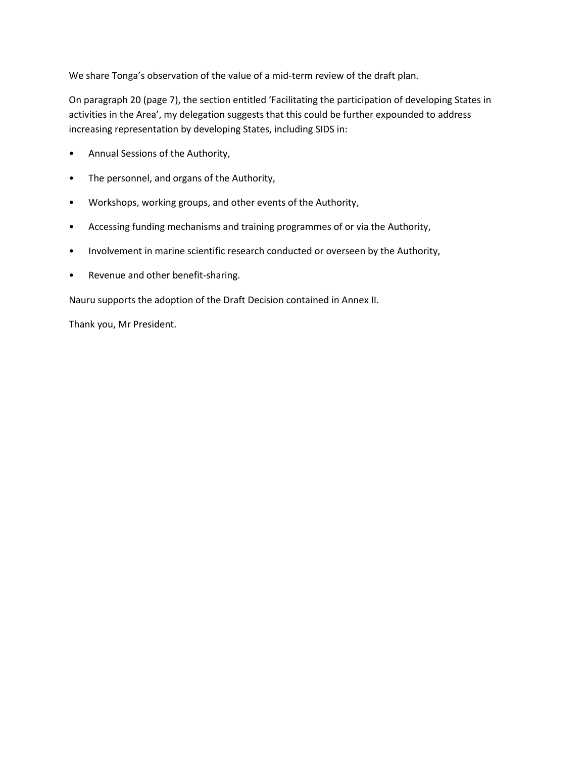We share Tonga's observation of the value of a mid-term review of the draft plan.

On paragraph 20 (page 7), the section entitled 'Facilitating the participation of developing States in activities in the Area', my delegation suggests that this could be further expounded to address increasing representation by developing States, including SIDS in:

- Annual Sessions of the Authority,
- The personnel, and organs of the Authority,
- Workshops, working groups, and other events of the Authority,
- Accessing funding mechanisms and training programmes of or via the Authority,
- Involvement in marine scientific research conducted or overseen by the Authority,
- Revenue and other benefit-sharing.

Nauru supports the adoption of the Draft Decision contained in Annex II.

Thank you, Mr President.